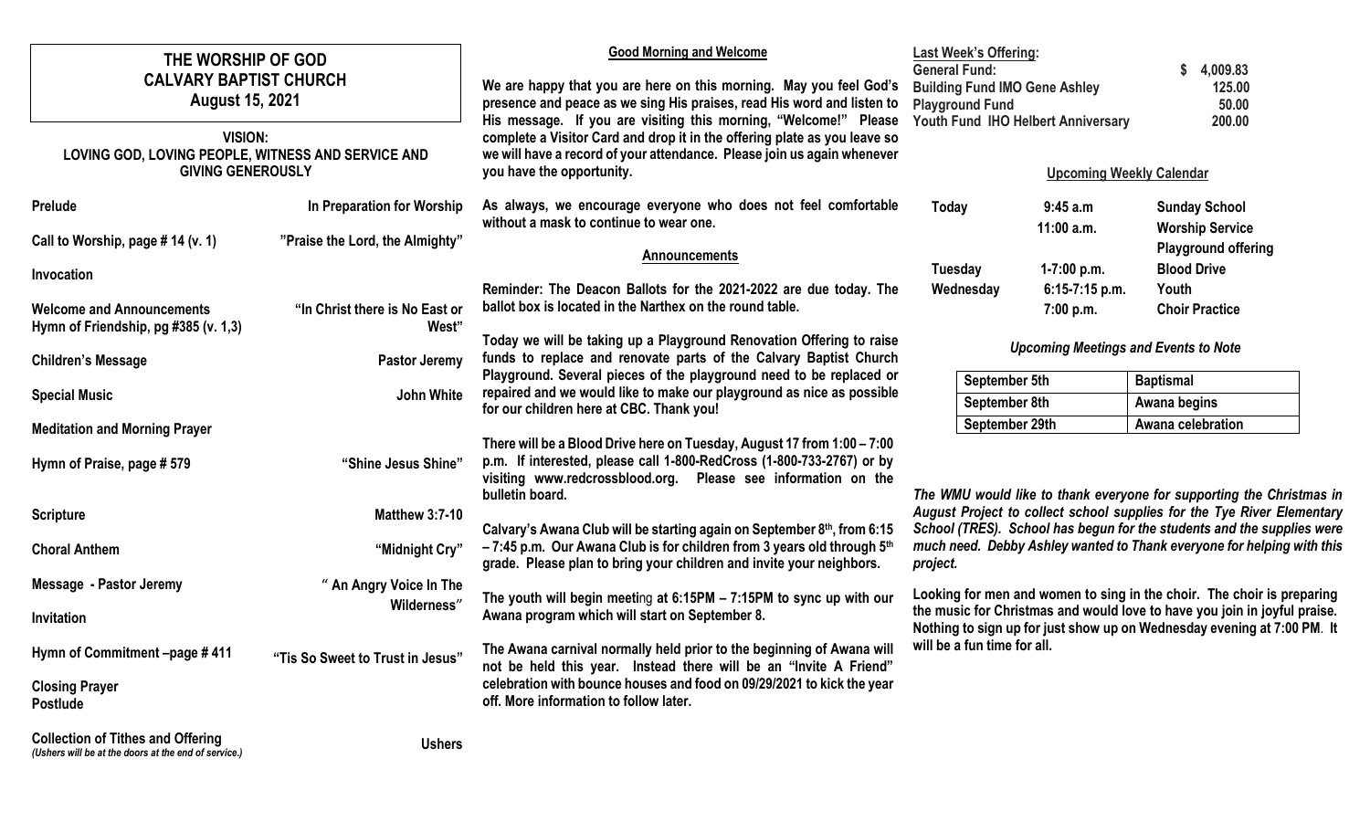# THE WORSHIP OF GOD
## CALVARY BAPTIST CHURCH
### August 15, 2021

**VISION:**
**LOVING GOD, LOVING PEOPLE, WITNESS AND SERVICE AND GIVING GENEROUSLY**

| | |
|---|---|
| **Prelude** | **In Preparation for Worship** |
| **Call to Worship, page # 14 (v. 1)** | **"Praise the Lord, the Almighty"** |
| **Invocation** | |
| **Welcome and Announcements**<br>**Hymn of Friendship, pg #385 (v. 1,3)** | **"In Christ there is No East or West"** |
| **Children's Message** | **Pastor Jeremy** |
| **Special Music** | **John White** |
| **Meditation and Morning Prayer** | |
| **Hymn of Praise, page # 579** | **"Shine Jesus Shine"** |
| **Scripture** | **Matthew 3:7-10** |
| **Choral Anthem** | **"Midnight Cry"** |
| **Message - Pastor Jeremy** | **" An Angry Voice In The Wilderness"** |
| **Invitation** | |
| **Hymn of Commitment –page # 411** | **"Tis So Sweet to Trust in Jesus"** |
| **Closing Prayer** | |
| **Postlude** | |
| **Collection of Tithes and Offering**<br>*(Ushers will be at the doors at the end of service.)* | **Ushers** |

**Good Morning and Welcome**

**We are happy that you are here on this morning. May you feel God's presence and peace as we sing His praises, read His word and listen to His message. If you are visiting this morning, "Welcome!" Please complete a Visitor Card and drop it in the offering plate as you leave so we will have a record of your attendance. Please join us again whenever you have the opportunity.**

**As always, we encourage everyone who does not feel comfortable without a mask to continue to wear one.**

**Announcements**

**Reminder: The Deacon Ballots for the 2021-2022 are due today. The ballot box is located in the Narthex on the round table.**

**Today we will be taking up a Playground Renovation Offering to raise funds to replace and renovate parts of the Calvary Baptist Church Playground. Several pieces of the playground need to be replaced or repaired and we would like to make our playground as nice as possible for our children here at CBC. Thank you!**

**There will be a Blood Drive here on Tuesday, August 17 from 1:00 – 7:00 p.m. If interested, please call 1-800-RedCross (1-800-733-2767) or by visiting www.redcrossblood.org. Please see information on the bulletin board.**

**Calvary's Awana Club will be starting again on September 8th, from 6:15 – 7:45 p.m. Our Awana Club is for children from 3 years old through 5th grade. Please plan to bring your children and invite your neighbors.**

**The youth will begin meeting at 6:15PM – 7:15PM to sync up with our Awana program which will start on September 8.**

**The Awana carnival normally held prior to the beginning of Awana will not be held this year. Instead there will be an "Invite A Friend" celebration with bounce houses and food on 09/29/2021 to kick the year off. More information to follow later.**

**Last Week's Offering:**

| | |
|---|---|
| **General Fund:** | **$ 4,009.83** |
| **Building Fund IMO Gene Ashley** | **125.00** |
| **Playground Fund** | **50.00** |
| **Youth Fund IHO Helbert Anniversary** | **200.00** |

**Upcoming Weekly Calendar**

| | | |
|---|---|---|
| **Today** | **9:45 a.m** | **Sunday School** |
| | **11:00 a.m.** | **Worship Service** |
| | | **Playground offering** |
| **Tuesday** | **1-7:00 p.m.** | **Blood Drive** |
| **Wednesday** | **6:15-7:15 p.m.** | **Youth** |
| | **7:00 p.m.** | **Choir Practice** |

***Upcoming Meetings and Events to Note***

| | |
|---|---|
| **September 5th** | **Baptismal** |
| **September 8th** | **Awana begins** |
| **September 29th** | **Awana celebration** |

***The WMU would like to thank everyone for supporting the Christmas in August Project to collect school supplies for the Tye River Elementary School (TRES). School has begun for the students and the supplies were much need. Debby Ashley wanted to Thank everyone for helping with this project.***

**Looking for men and women to sing in the choir. The choir is preparing the music for Christmas and would love to have you join in joyful praise. Nothing to sign up for just show up on Wednesday evening at 7:00 PM. It will be a fun time for all.**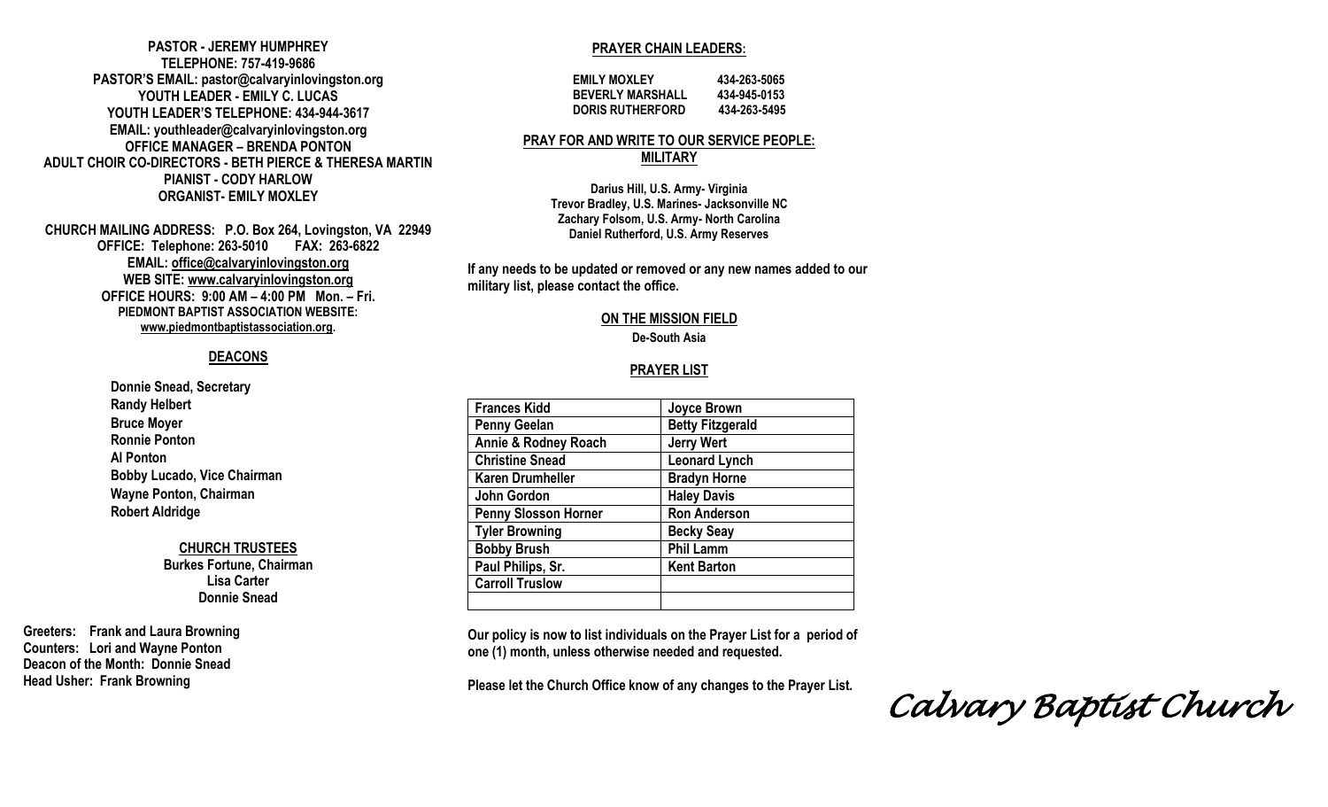**PASTOR - JEREMY HUMPHREY**
**TELEPHONE: 757-419-9686**
**PASTOR'S EMAIL: pastor@calvaryinlovingston.org**
**YOUTH LEADER - EMILY C. LUCAS**
**YOUTH LEADER'S TELEPHONE: 434-944-3617**
**EMAIL: youthleader@calvaryinlovingston.org**
**OFFICE MANAGER – BRENDA PONTON**
**ADULT CHOIR CO-DIRECTORS - BETH PIERCE & THERESA MARTIN**
**PIANIST - CODY HARLOW**
**ORGANIST- EMILY MOXLEY**

**CHURCH MAILING ADDRESS: P.O. Box 264, Lovingston, VA 22949**
**OFFICE: Telephone: 263-5010 FAX: 263-6822**
**EMAIL: office@calvaryinlovingston.org**
**WEB SITE: www.calvaryinlovingston.org**
**OFFICE HOURS: 9:00 AM – 4:00 PM Mon. – Fri.**
**PIEDMONT BAPTIST ASSOCIATION WEBSITE:**
**www.piedmontbaptistassociation.org.**

## DEACONS

- Donnie Snead, Secretary
- Randy Helbert
- Bruce Moyer
- Ronnie Ponton
- Al Ponton
- Bobby Lucado, Vice Chairman
- Wayne Ponton, Chairman
- Robert Aldridge

## CHURCH TRUSTEES

Burkes Fortune, Chairman
Lisa Carter
Donnie Snead

**Greeters:** Frank and Laura Browning
**Counters:** Lori and Wayne Ponton
**Deacon of the Month:** Donnie Snead
**Head Usher:** Frank Browning

## PRAYER CHAIN LEADERS:

| | |
|---|---|
| EMILY MOXLEY | 434-263-5065 |
| BEVERLY MARSHALL | 434-945-0153 |
| DORIS RUTHERFORD | 434-263-5495 |

## PRAY FOR AND WRITE TO OUR SERVICE PEOPLE:

### MILITARY

Darius Hill, U.S. Army- Virginia
Trevor Bradley, U.S. Marines- Jacksonville NC
Zachary Folsom, U.S. Army- North Carolina
Daniel Rutherford, U.S. Army Reserves

**If any needs to be updated or removed or any new names added to our military list, please contact the office.**

## ON THE MISSION FIELD

De-South Asia

## PRAYER LIST

| | |
|---|---|
| Frances Kidd | Joyce Brown |
| Penny Geelan | Betty Fitzgerald |
| Annie & Rodney Roach | Jerry Wert |
| Christine Snead | Leonard Lynch |
| Karen Drumheller | Bradyn Horne |
| John Gordon | Haley Davis |
| Penny Slosson Horner | Ron Anderson |
| Tyler Browning | Becky Seay |
| Bobby Brush | Phil Lamm |
| Paul Philips, Sr. | Kent Barton |
| Carroll Truslow | |
| | |

**Our policy is now to list individuals on the Prayer List for a period of one (1) month, unless otherwise needed and requested.**

**Please let the Church Office know of any changes to the Prayer List.**

# *Calvary Baptist Church*